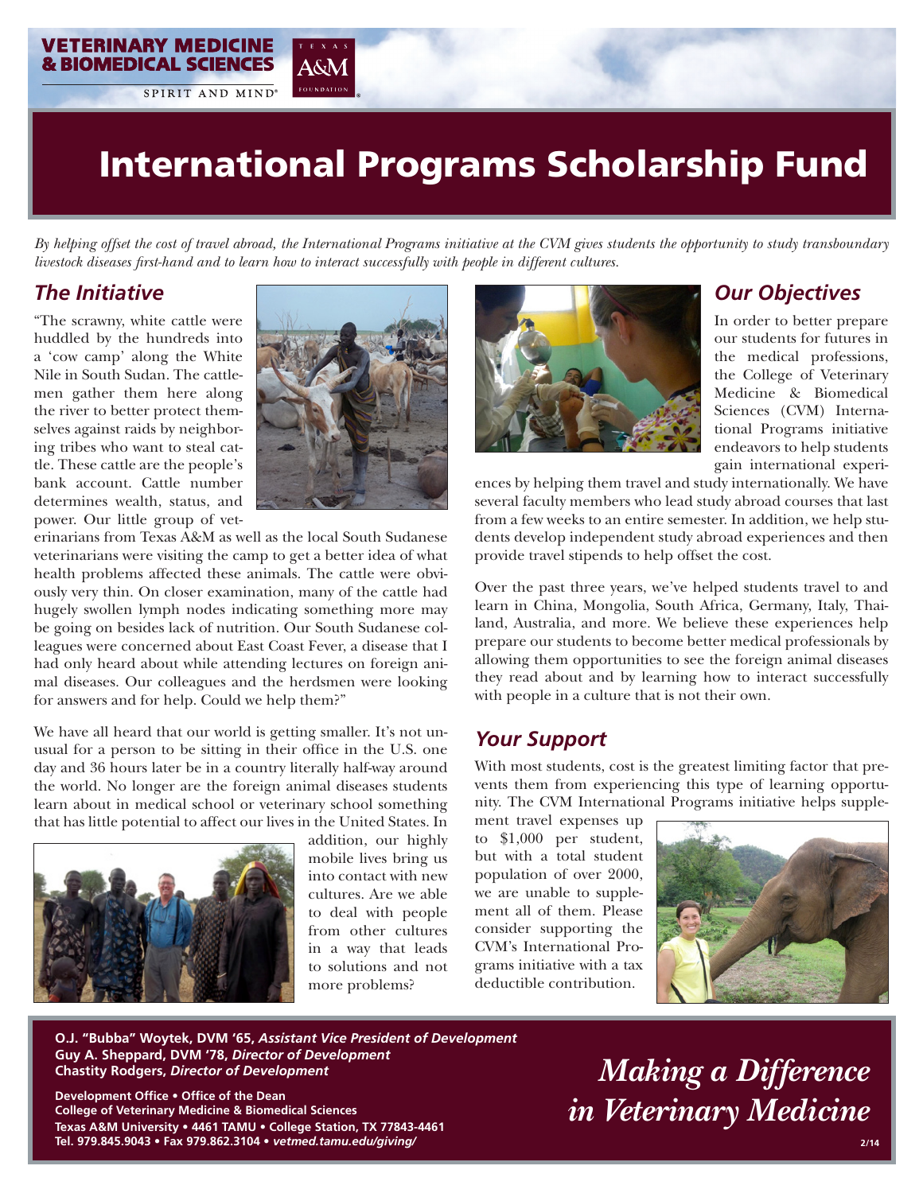VETERINARY MEDICINE & BIOMEDICAL SCIENCES

SPIRIT AND MIND®

TEXAS A&M FOUNDATION

# International Programs Scholarship Fund

*By helping offset the cost of travel abroad, the International Programs initiative at the CVM gives students the opportunity to study transboundary livestock diseases first-hand and to learn how to interact successfully with people in different cultures.*

## *The Initiative*

"The scrawny, white cattle were huddled by the hundreds into a 'cow camp' along the White Nile in South Sudan. The cattlemen gather them here along the river to better protect themselves against raids by neighboring tribes who want to steal cattle. These cattle are the people's bank account. Cattle number determines wealth, status, and power. Our little group of veterinarians from Texas A&M as well as the local South Sudanese veterinarians were visiting the camp to get a better idea of what health problems affected these animals. The cattle were obviously very thin. On closer examination, many of the cattle had hugely swollen lymph nodes indicating something more may be going on besides lack of nutrition. Our South Sudanese colleagues were concerned about East Coast Fever, a disease that I had only heard about while attending lectures on foreign animal diseases. Our colleagues and the herdsmen were looking for answers and for help. Could we help them?"

We have all heard that our world is getting smaller. It's not unusual for a person to be sitting in their office in the U.S. one day and 36 hours later be in a country literally half-way around the world. No longer are the foreign animal diseases students learn about in medical school or veterinary school something that has little potential to affect our lives in the United States. In addition, our highly mobile lives bring us into contact with new cultures. Are we able to deal with people from other cultures in a way that leads to solutions and not more problems?

## *Our Objectives*

In order to better prepare our students for futures in the medical professions, the College of Veterinary Medicine & Biomedical Sciences (CVM) International Programs initiative endeavors to help students gain international experiences by helping them travel and study internationally. We have several faculty members who lead study abroad courses that last from a few weeks to an entire semester. In addition, we help students develop independent study abroad experiences and then provide travel stipends to help offset the cost.

Over the past three years, we've helped students travel to and learn in China, Mongolia, South Africa, Germany, Italy, Thailand, Australia, and more. We believe these experiences help prepare our students to become better medical professionals by allowing them opportunities to see the foreign animal diseases they read about and by learning how to interact successfully with people in a culture that is not their own.

## *Your Support*

With most students, cost is the greatest limiting factor that prevents them from experiencing this type of learning opportunity. The CVM International Programs initiative helps supplement travel expenses up to $1,000 per student, but with a total student population of over 2000, we are unable to supplement all of them. Please consider supporting the CVM's International Programs initiative with a tax deductible contribution.

**O.J. "Bubba" Woytek, DVM '65,** ***Assistant Vice President of Development***
**Guy A. Sheppard, DVM '78,** ***Director of Development***
**Chastity Rodgers,** ***Director of Development***

**Development Office • Office of the Dean**
**College of Veterinary Medicine & Biomedical Sciences**
**Texas A&M University • 4461 TAMU • College Station, TX 77843-4461**
**Tel. 979.845.9043 • Fax 979.862.3104 •** ***vetmed.tamu.edu/giving/***

*Making a Difference in Veterinary Medicine*

2/14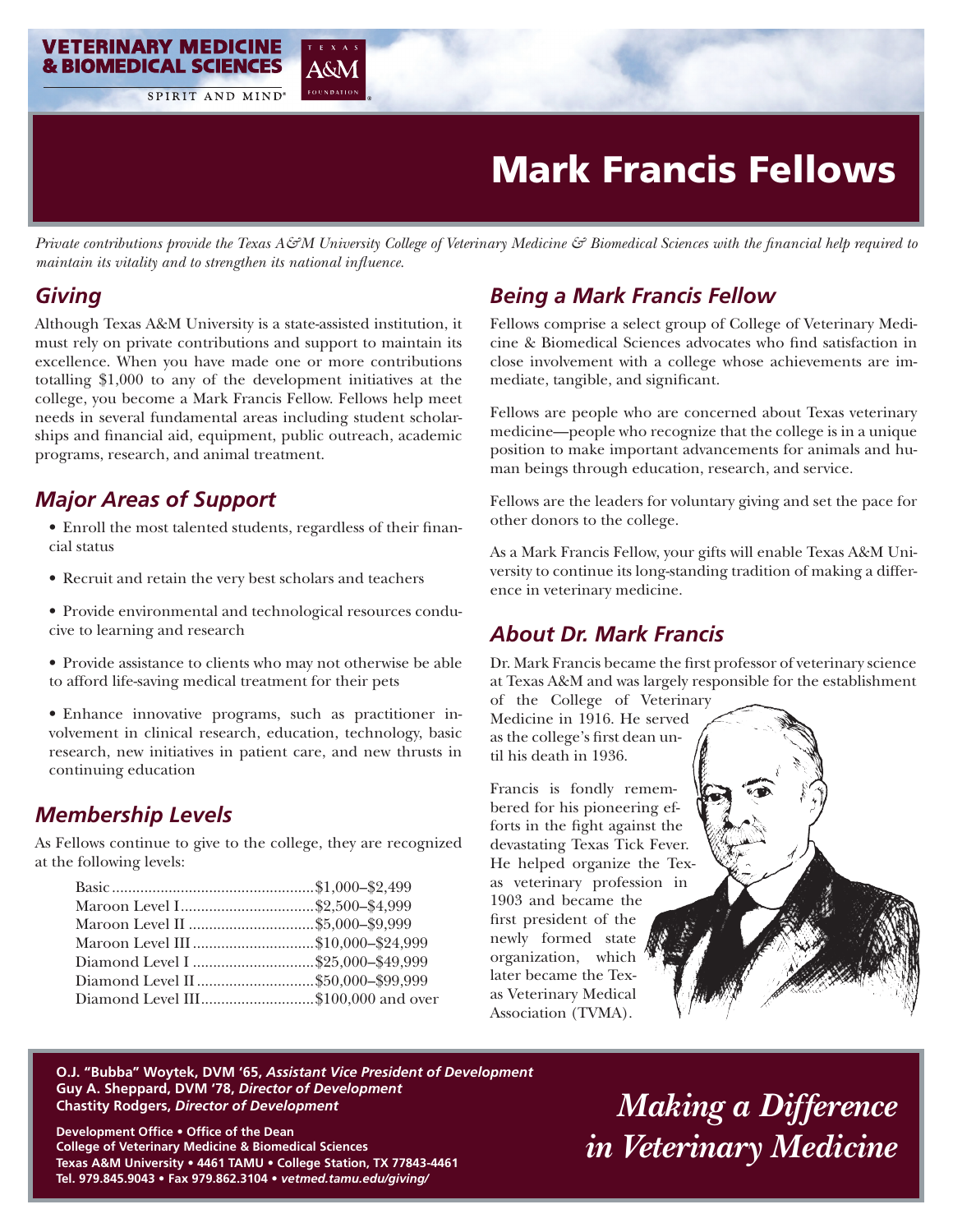VETERINARY MEDICINE & BIOMEDICAL SCIENCES

SPIRIT AND MIND®

TEXAS A&M FOUNDATION

# Mark Francis Fellows

*Private contributions provide the Texas A&M University College of Veterinary Medicine & Biomedical Sciences with the financial help required to maintain its vitality and to strengthen its national influence.*

## *Giving*

Although Texas A&M University is a state-assisted institution, it must rely on private contributions and support to maintain its excellence. When you have made one or more contributions totalling $1,000 to any of the development initiatives at the college, you become a Mark Francis Fellow. Fellows help meet needs in several fundamental areas including student scholarships and financial aid, equipment, public outreach, academic programs, research, and animal treatment.

## *Major Areas of Support*

- Enroll the most talented students, regardless of their financial status
- Recruit and retain the very best scholars and teachers
- Provide environmental and technological resources conducive to learning and research
- Provide assistance to clients who may not otherwise be able to afford life-saving medical treatment for their pets
- Enhance innovative programs, such as practitioner involvement in clinical research, education, technology, basic research, new initiatives in patient care, and new thrusts in continuing education

## *Membership Levels*

As Fellows continue to give to the college, they are recognized at the following levels:

| | |
|---|---|
| Basic | $1,000–$2,499 |
| Maroon Level I | $2,500–$4,999 |
| Maroon Level II | $5,000–$9,999 |
| Maroon Level III | $10,000–$24,999 |
| Diamond Level I | $25,000–$49,999 |
| Diamond Level II | $50,000–$99,999 |
| Diamond Level III | $100,000 and over |

## *Being a Mark Francis Fellow*

Fellows comprise a select group of College of Veterinary Medicine & Biomedical Sciences advocates who find satisfaction in close involvement with a college whose achievements are immediate, tangible, and significant.

Fellows are people who are concerned about Texas veterinary medicine—people who recognize that the college is in a unique position to make important advancements for animals and human beings through education, research, and service.

Fellows are the leaders for voluntary giving and set the pace for other donors to the college.

As a Mark Francis Fellow, your gifts will enable Texas A&M University to continue its long-standing tradition of making a difference in veterinary medicine.

## *About Dr. Mark Francis*

Dr. Mark Francis became the first professor of veterinary science at Texas A&M and was largely responsible for the establishment of the College of Veterinary Medicine in 1916. He served as the college's first dean until his death in 1936.

Francis is fondly remembered for his pioneering efforts in the fight against the devastating Texas Tick Fever. He helped organize the Texas veterinary profession in 1903 and became the first president of the newly formed state organization, which later became the Texas Veterinary Medical Association (TVMA).

**O.J. "Bubba" Woytek, DVM '65,** ***Assistant Vice President of Development***
**Guy A. Sheppard, DVM '78,** ***Director of Development***
**Chastity Rodgers,** ***Director of Development***

**Development Office • Office of the Dean**
**College of Veterinary Medicine & Biomedical Sciences**
**Texas A&M University • 4461 TAMU • College Station, TX 77843-4461**
**Tel. 979.845.9043 • Fax 979.862.3104 •** ***vetmed.tamu.edu/giving/***

*Making a Difference in Veterinary Medicine*